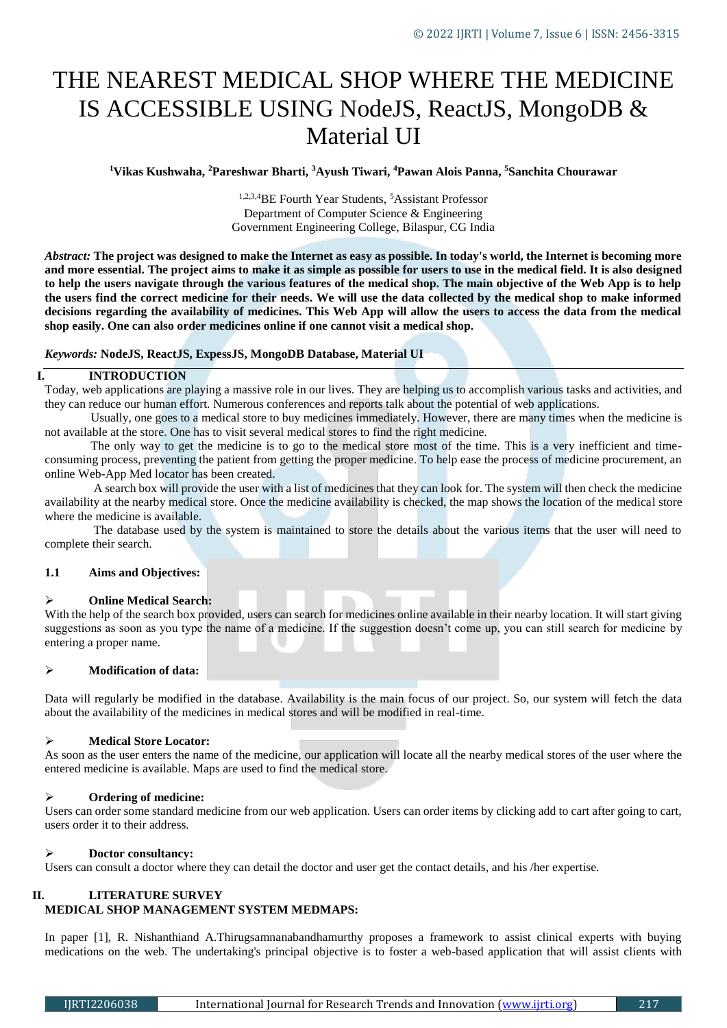# THE NEAREST MEDICAL SHOP WHERE THE MEDICINE IS ACCESSIBLE USING NodeJS, ReactJS, MongoDB & Material UI

**[1]Vikas Kushwaha, [2]Pareshwar Bharti, [3]Ayush Tiwari, [4]Pawan Alois Panna, [5]Sanchita Chourawar**

[1,2,3,4]BE Fourth Year Students, [5]Assistant Professor
Department of Computer Science & Engineering
Government Engineering College, Bilaspur, CG India

***Abstract:*** **The project was designed to make the Internet as easy as possible. In today's world, the Internet is becoming more and more essential. The project aims to make it as simple as possible for users to use in the medical field. It is also designed to help the users navigate through the various features of the medical shop. The main objective of the Web App is to help the users find the correct medicine for their needs. We will use the data collected by the medical shop to make informed decisions regarding the availability of medicines. This Web App will allow the users to access the data from the medical shop easily. One can also order medicines online if one cannot visit a medical shop.**

***Keywords:*** **NodeJS, ReactJS, ExpessJS, MongoDB Database, Material UI**

## I. INTRODUCTION

Today, web applications are playing a massive role in our lives. They are helping us to accomplish various tasks and activities, and they can reduce our human effort. Numerous conferences and reports talk about the potential of web applications.

Usually, one goes to a medical store to buy medicines immediately. However, there are many times when the medicine is not available at the store. One has to visit several medical stores to find the right medicine.

The only way to get the medicine is to go to the medical store most of the time. This is a very inefficient and time-consuming process, preventing the patient from getting the proper medicine. To help ease the process of medicine procurement, an online Web-App Med locator has been created.

A search box will provide the user with a list of medicines that they can look for. The system will then check the medicine availability at the nearby medical store. Once the medicine availability is checked, the map shows the location of the medical store where the medicine is available.

The database used by the system is maintained to store the details about the various items that the user will need to complete their search.

### 1.1 Aims and Objectives:

- **Online Medical Search:**

With the help of the search box provided, users can search for medicines online available in their nearby location. It will start giving suggestions as soon as you type the name of a medicine. If the suggestion doesn't come up, you can still search for medicine by entering a proper name.

- **Modification of data:**

Data will regularly be modified in the database. Availability is the main focus of our project. So, our system will fetch the data about the availability of the medicines in medical stores and will be modified in real-time.

- **Medical Store Locator:**

As soon as the user enters the name of the medicine, our application will locate all the nearby medical stores of the user where the entered medicine is available. Maps are used to find the medical store.

- **Ordering of medicine:**

Users can order some standard medicine from our web application. Users can order items by clicking add to cart after going to cart, users order it to their address.

- **Doctor consultancy:**

Users can consult a doctor where they can detail the doctor and user get the contact details, and his /her expertise.

## II. LITERATURE SURVEY

### MEDICAL SHOP MANAGEMENT SYSTEM MEDMAPS:

In paper [1], R. Nishanthiand A.Thirugsamnanabandhamurthy proposes a framework to assist clinical experts with buying medications on the web. The undertaking's principal objective is to foster a web-based application that will assist clients with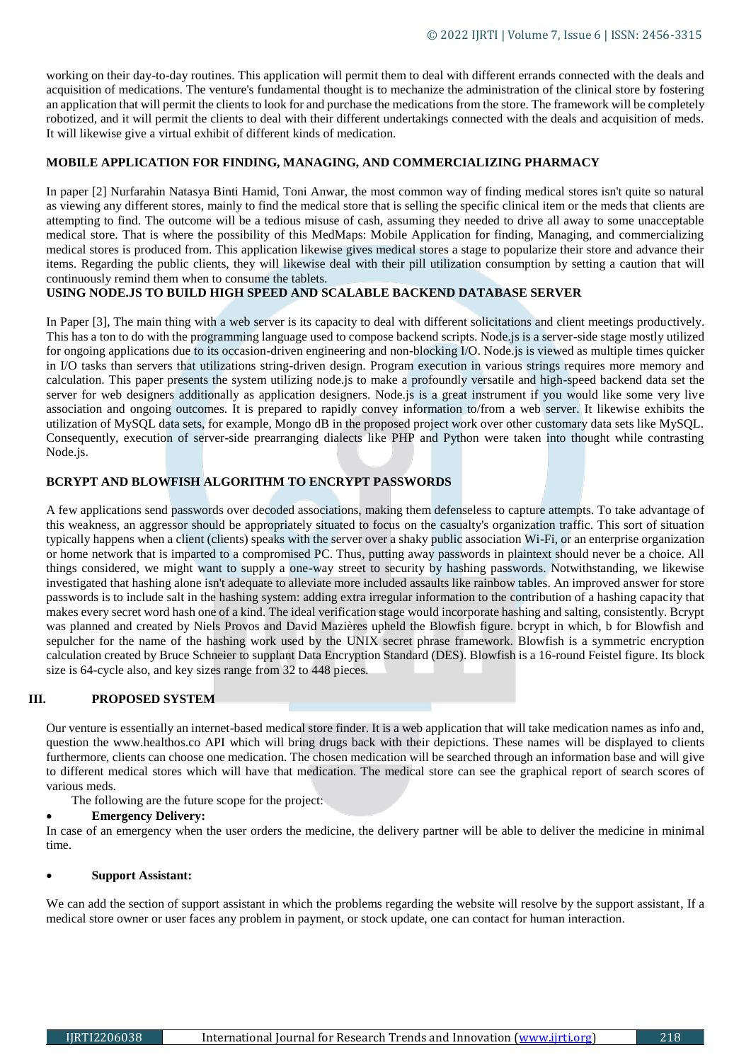working on their day-to-day routines. This application will permit them to deal with different errands connected with the deals and acquisition of medications. The venture's fundamental thought is to mechanize the administration of the clinical store by fostering an application that will permit the clients to look for and purchase the medications from the store. The framework will be completely robotized, and it will permit the clients to deal with their different undertakings connected with the deals and acquisition of meds. It will likewise give a virtual exhibit of different kinds of medication.

### MOBILE APPLICATION FOR FINDING, MANAGING, AND COMMERCIALIZING PHARMACY

In paper [2] Nurfarahin Natasya Binti Hamid, Toni Anwar, the most common way of finding medical stores isn't quite so natural as viewing any different stores, mainly to find the medical store that is selling the specific clinical item or the meds that clients are attempting to find. The outcome will be a tedious misuse of cash, assuming they needed to drive all away to some unacceptable medical store. That is where the possibility of this MedMaps: Mobile Application for finding, Managing, and commercializing medical stores is produced from. This application likewise gives medical stores a stage to popularize their store and advance their items. Regarding the public clients, they will likewise deal with their pill utilization consumption by setting a caution that will continuously remind them when to consume the tablets.

### USING NODE.JS TO BUILD HIGH SPEED AND SCALABLE BACKEND DATABASE SERVER

In Paper [3], The main thing with a web server is its capacity to deal with different solicitations and client meetings productively. This has a ton to do with the programming language used to compose backend scripts. Node.js is a server-side stage mostly utilized for ongoing applications due to its occasion-driven engineering and non-blocking I/O. Node.js is viewed as multiple times quicker in I/O tasks than servers that utilizations string-driven design. Program execution in various strings requires more memory and calculation. This paper presents the system utilizing node.js to make a profoundly versatile and high-speed backend data set the server for web designers additionally as application designers. Node.js is a great instrument if you would like some very live association and ongoing outcomes. It is prepared to rapidly convey information to/from a web server. It likewise exhibits the utilization of MySQL data sets, for example, Mongo dB in the proposed project work over other customary data sets like MySQL. Consequently, execution of server-side prearranging dialects like PHP and Python were taken into thought while contrasting Node.js.

### BCRYPT AND BLOWFISH ALGORITHM TO ENCRYPT PASSWORDS

A few applications send passwords over decoded associations, making them defenseless to capture attempts. To take advantage of this weakness, an aggressor should be appropriately situated to focus on the casualty's organization traffic. This sort of situation typically happens when a client (clients) speaks with the server over a shaky public association Wi-Fi, or an enterprise organization or home network that is imparted to a compromised PC. Thus, putting away passwords in plaintext should never be a choice. All things considered, we might want to supply a one-way street to security by hashing passwords. Notwithstanding, we likewise investigated that hashing alone isn't adequate to alleviate more included assaults like rainbow tables. An improved answer for store passwords is to include salt in the hashing system: adding extra irregular information to the contribution of a hashing capacity that makes every secret word hash one of a kind. The ideal verification stage would incorporate hashing and salting, consistently. Bcrypt was planned and created by Niels Provos and David Mazières upheld the Blowfish figure. bcrypt in which, b for Blowfish and sepulcher for the name of the hashing work used by the UNIX secret phrase framework. Blowfish is a symmetric encryption calculation created by Bruce Schneier to supplant Data Encryption Standard (DES). Blowfish is a 16-round Feistel figure. Its block size is 64-cycle also, and key sizes range from 32 to 448 pieces.

## III. PROPOSED SYSTEM

Our venture is essentially an internet-based medical store finder. It is a web application that will take medication names as info and, question the www.healthos.co API which will bring drugs back with their depictions. These names will be displayed to clients furthermore, clients can choose one medication. The chosen medication will be searched through an information base and will give to different medical stores which will have that medication. The medical store can see the graphical report of search scores of various meds.

The following are the future scope for the project:

- **Emergency Delivery:**

In case of an emergency when the user orders the medicine, the delivery partner will be able to deliver the medicine in minimal time.

- **Support Assistant:**

We can add the section of support assistant in which the problems regarding the website will resolve by the support assistant, If a medical store owner or user faces any problem in payment, or stock update, one can contact for human interaction.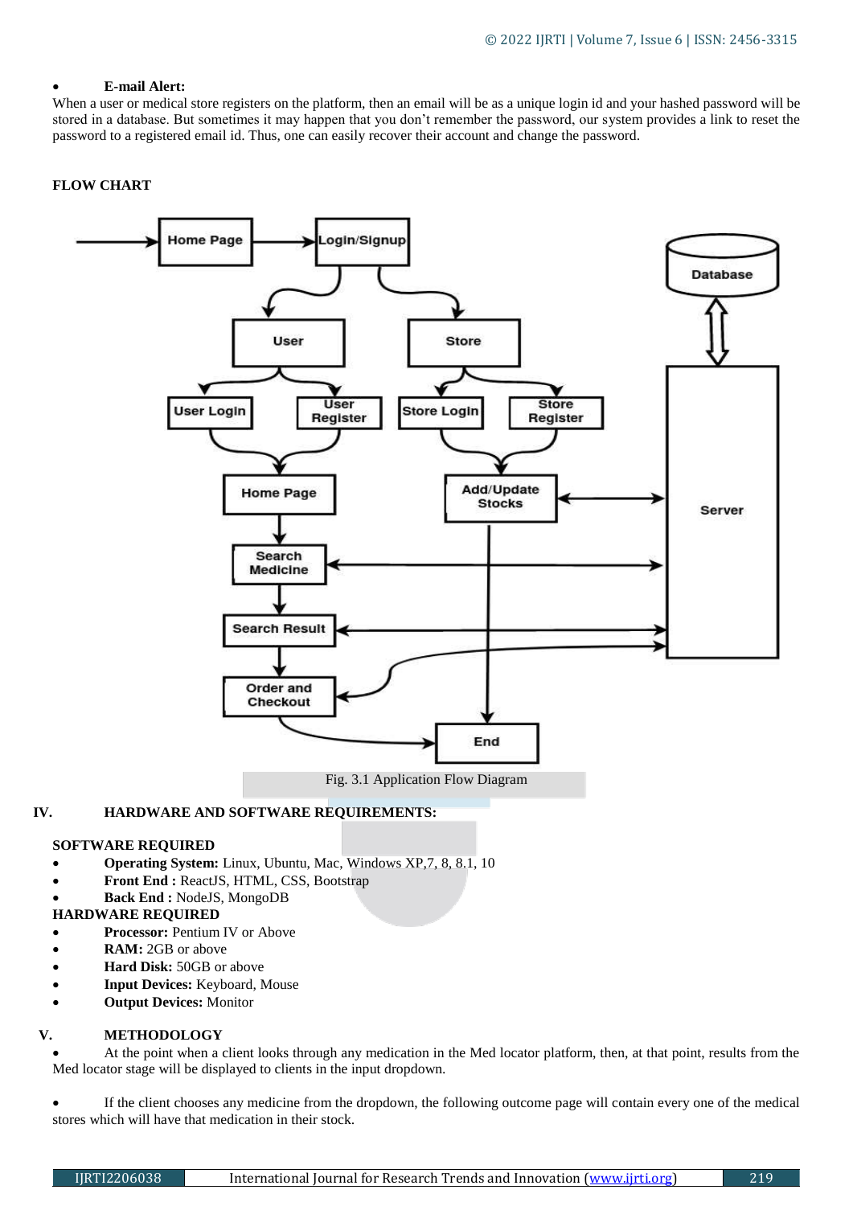- **E-mail Alert:**

When a user or medical store registers on the platform, then an email will be as a unique login id and your hashed password will be stored in a database. But sometimes it may happen that you don't remember the password, our system provides a link to reset the password to a registered email id. Thus, one can easily recover their account and change the password.

**FLOW CHART**

Fig. 3.1 Application Flow Diagram

## IV. HARDWARE AND SOFTWARE REQUIREMENTS:

**SOFTWARE REQUIRED**

- **Operating System:** Linux, Ubuntu, Mac, Windows XP,7, 8, 8.1, 10
- **Front End :** ReactJS, HTML, CSS, Bootstrap
- **Back End :** NodeJS, MongoDB

**HARDWARE REQUIRED**

- **Processor:** Pentium IV or Above
- **RAM:** 2GB or above
- **Hard Disk:** 50GB or above
- **Input Devices:** Keyboard, Mouse
- **Output Devices:** Monitor

## V. METHODOLOGY

- At the point when a client looks through any medication in the Med locator platform, then, at that point, results from the Med locator stage will be displayed to clients in the input dropdown.

- If the client chooses any medicine from the dropdown, the following outcome page will contain every one of the medical stores which will have that medication in their stock.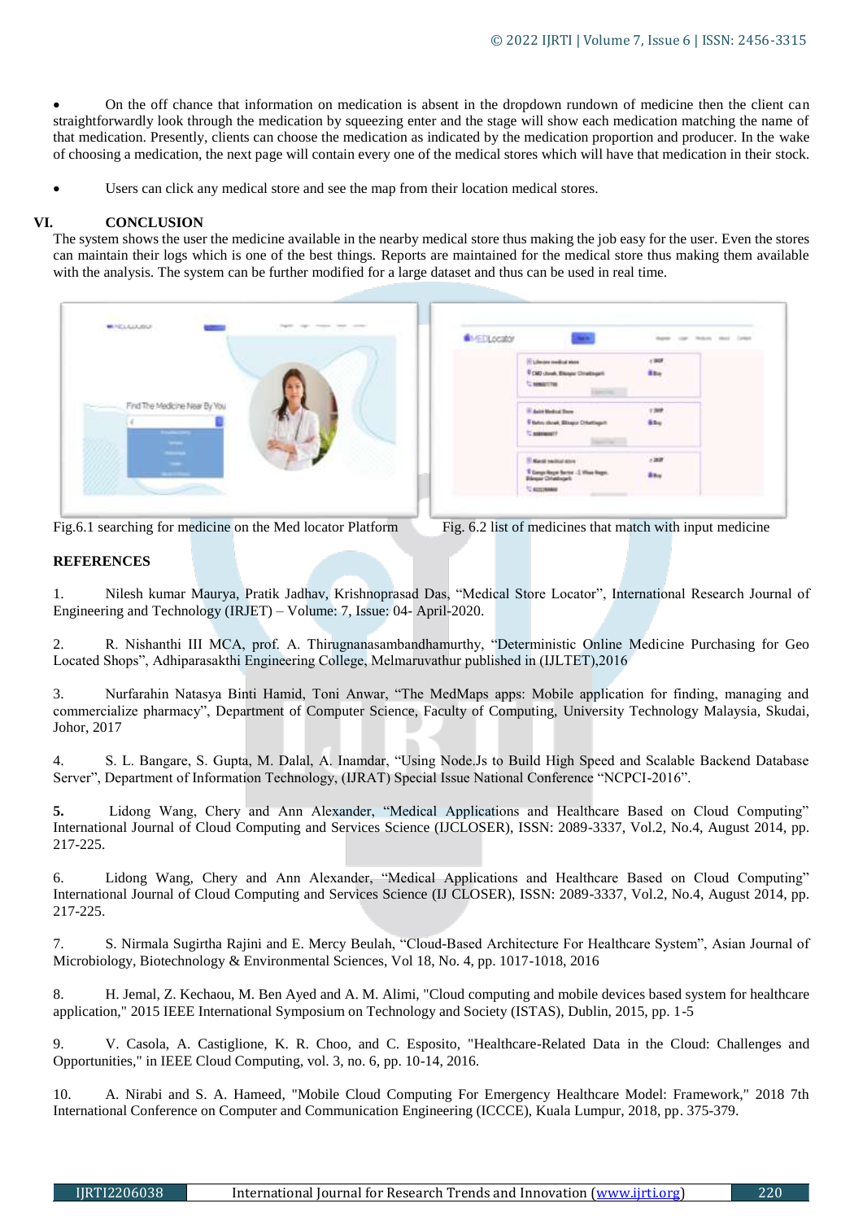- On the off chance that information on medication is absent in the dropdown rundown of medicine then the client can straightforwardly look through the medication by squeezing enter and the stage will show each medication matching the name of that medication. Presently, clients can choose the medication as indicated by the medication proportion and producer. In the wake of choosing a medication, the next page will contain every one of the medical stores which will have that medication in their stock.

- Users can click any medical store and see the map from their location medical stores.

## VI. CONCLUSION

The system shows the user the medicine available in the nearby medical store thus making the job easy for the user. Even the stores can maintain their logs which is one of the best things. Reports are maintained for the medical store thus making them available with the analysis. The system can be further modified for a large dataset and thus can be used in real time.

Fig.6.1 searching for medicine on the Med locator Platform

Fig. 6.2 list of medicines that match with input medicine

## REFERENCES

1. Nilesh kumar Maurya, Pratik Jadhav, Krishnoprasad Das, "Medical Store Locator", International Research Journal of Engineering and Technology (IRJET) – Volume: 7, Issue: 04- April-2020.

2. R. Nishanthi III MCA, prof. A. Thirugnanasambandhamurthy, "Deterministic Online Medicine Purchasing for Geo Located Shops", Adhiparasakthi Engineering College, Melmaruvathur published in (IJLTET),2016

3. Nurfarahin Natasya Binti Hamid, Toni Anwar, "The MedMaps apps: Mobile application for finding, managing and commercialize pharmacy", Department of Computer Science, Faculty of Computing, University Technology Malaysia, Skudai, Johor, 2017

4. S. L. Bangare, S. Gupta, M. Dalal, A. Inamdar, "Using Node.Js to Build High Speed and Scalable Backend Database Server", Department of Information Technology, (IJRAT) Special Issue National Conference "NCPCI-2016".

**5.** Lidong Wang, Chery and Ann Alexander, "Medical Applications and Healthcare Based on Cloud Computing" International Journal of Cloud Computing and Services Science (IJCLOSER), ISSN: 2089-3337, Vol.2, No.4, August 2014, pp. 217-225.

6. Lidong Wang, Chery and Ann Alexander, "Medical Applications and Healthcare Based on Cloud Computing" International Journal of Cloud Computing and Services Science (IJ CLOSER), ISSN: 2089-3337, Vol.2, No.4, August 2014, pp. 217-225.

7. S. Nirmala Sugirtha Rajini and E. Mercy Beulah, "Cloud-Based Architecture For Healthcare System", Asian Journal of Microbiology, Biotechnology & Environmental Sciences, Vol 18, No. 4, pp. 1017-1018, 2016

8. H. Jemal, Z. Kechaou, M. Ben Ayed and A. M. Alimi, "Cloud computing and mobile devices based system for healthcare application," 2015 IEEE International Symposium on Technology and Society (ISTAS), Dublin, 2015, pp. 1-5

9. V. Casola, A. Castiglione, K. R. Choo, and C. Esposito, "Healthcare-Related Data in the Cloud: Challenges and Opportunities," in IEEE Cloud Computing, vol. 3, no. 6, pp. 10-14, 2016.

10. A. Nirabi and S. A. Hameed, "Mobile Cloud Computing For Emergency Healthcare Model: Framework," 2018 7th International Conference on Computer and Communication Engineering (ICCCE), Kuala Lumpur, 2018, pp. 375-379.